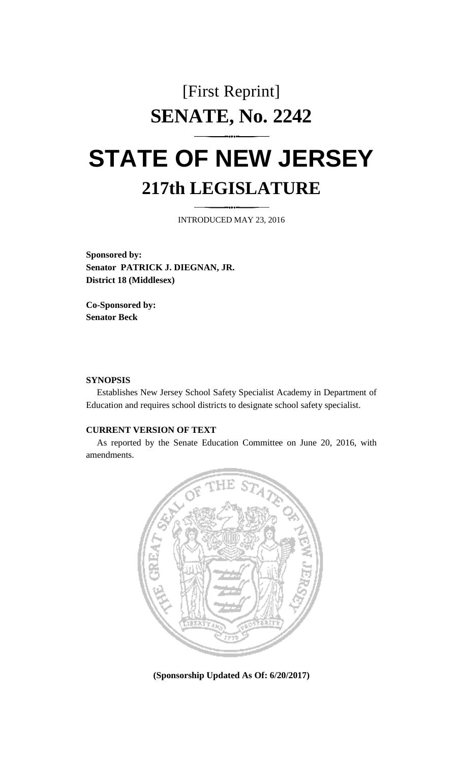[First Reprint]

# SENATE, No. 2242

# STATE OF NEW JERSEY

## 217th LEGISLATURE

INTRODUCED MAY 23, 2016

**Sponsored by:**
**Senator PATRICK J. DIEGNAN, JR.**
**District 18 (Middlesex)**

**Co-Sponsored by:**
**Senator Beck**

**SYNOPSIS**

Establishes New Jersey School Safety Specialist Academy in Department of Education and requires school districts to designate school safety specialist.

**CURRENT VERSION OF TEXT**

As reported by the Senate Education Committee on June 20, 2016, with amendments.

**(Sponsorship Updated As Of: 6/20/2017)**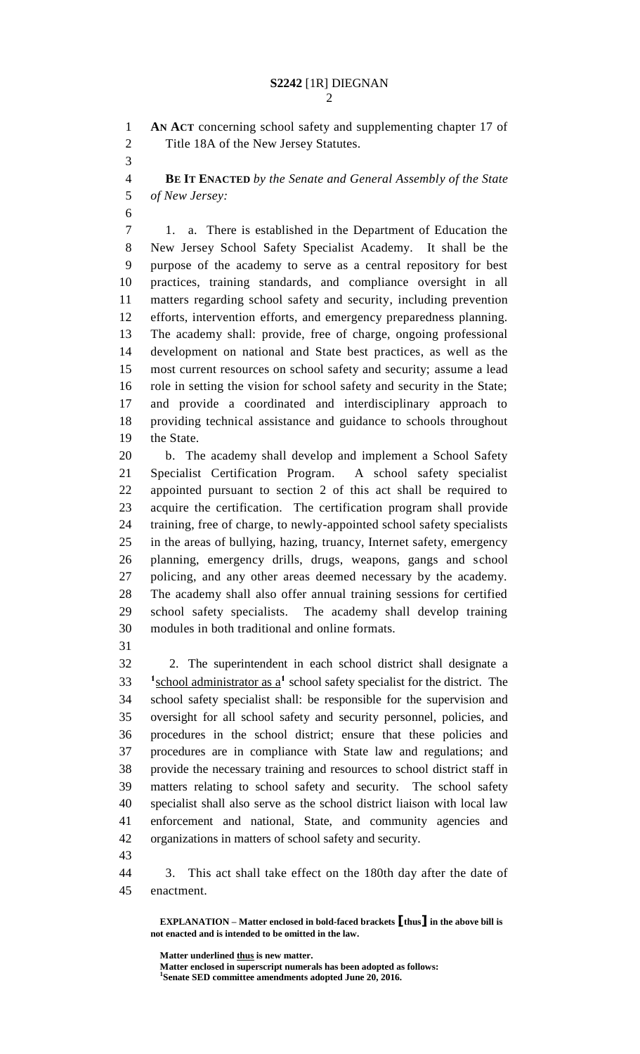**AN ACT** concerning school safety and supplementing chapter 17 of Title 18A of the New Jersey Statutes.

**BE IT ENACTED** *by the Senate and General Assembly of the State of New Jersey:*

1. a. There is established in the Department of Education the New Jersey School Safety Specialist Academy. It shall be the purpose of the academy to serve as a central repository for best practices, training standards, and compliance oversight in all matters regarding school safety and security, including prevention efforts, intervention efforts, and emergency preparedness planning. The academy shall: provide, free of charge, ongoing professional development on national and State best practices, as well as the most current resources on school safety and security; assume a lead role in setting the vision for school safety and security in the State; and provide a coordinated and interdisciplinary approach to providing technical assistance and guidance to schools throughout the State.

b. The academy shall develop and implement a School Safety Specialist Certification Program. A school safety specialist appointed pursuant to section 2 of this act shall be required to acquire the certification. The certification program shall provide training, free of charge, to newly-appointed school safety specialists in the areas of bullying, hazing, truancy, Internet safety, emergency planning, emergency drills, drugs, weapons, gangs and school policing, and any other areas deemed necessary by the academy. The academy shall also offer annual training sessions for certified school safety specialists. The academy shall develop training modules in both traditional and online formats.

2. The superintendent in each school district shall designate a [1]<u>school administrator as a</u>[1] school safety specialist for the district. The school safety specialist shall: be responsible for the supervision and oversight for all school safety and security personnel, policies, and procedures in the school district; ensure that these policies and procedures are in compliance with State law and regulations; and provide the necessary training and resources to school district staff in matters relating to school safety and security. The school safety specialist shall also serve as the school district liaison with local law enforcement and national, State, and community agencies and organizations in matters of school safety and security.

3. This act shall take effect on the 180th day after the date of enactment.

**EXPLANATION – Matter enclosed in bold-faced brackets [thus] in the above bill is not enacted and is intended to be omitted in the law.**

**Matter underlined <u>thus</u> is new matter.**
**Matter enclosed in superscript numerals has been adopted as follows:**
**[1]Senate SED committee amendments adopted June 20, 2016.**